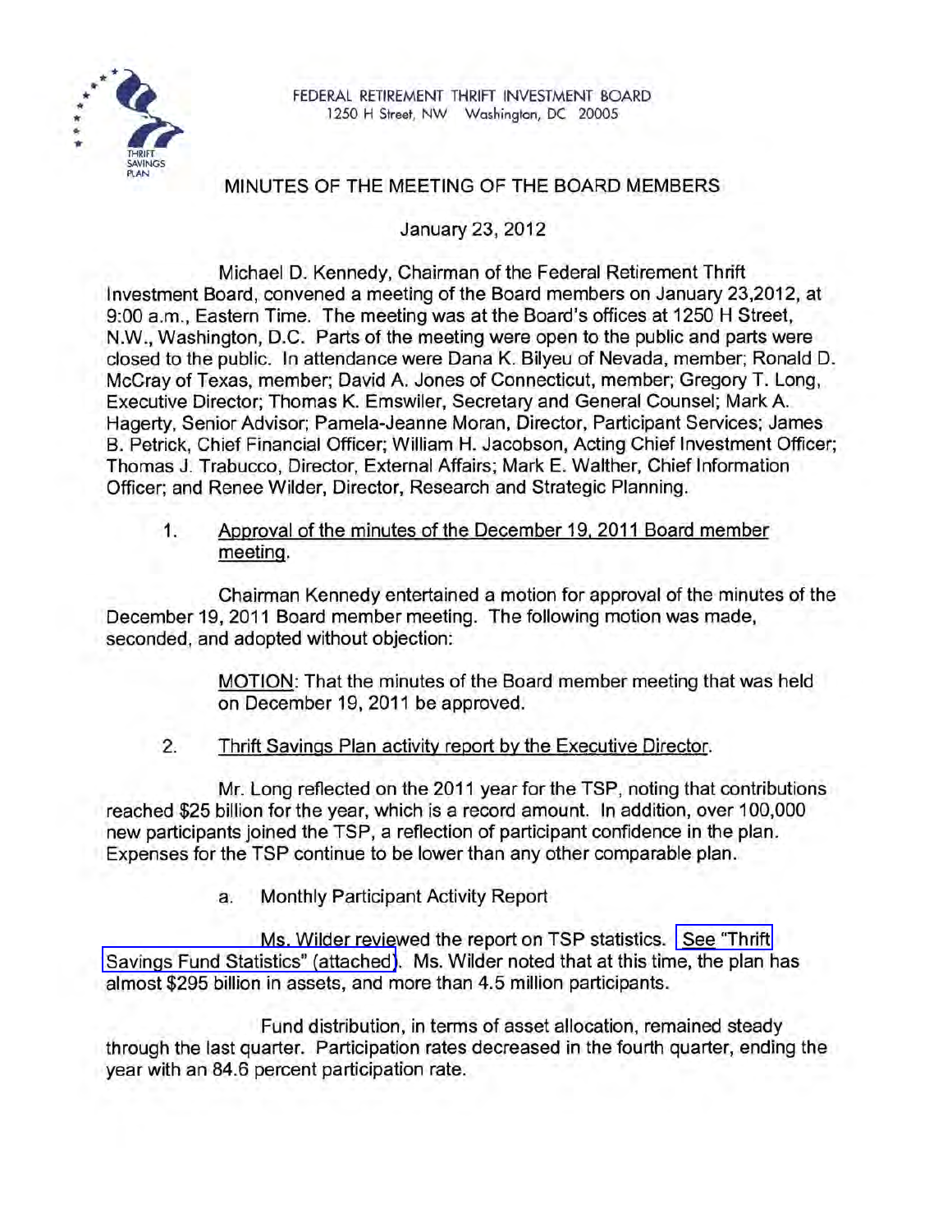FEDERAL RETIREMENT THRIFT INVESTMENT BOARD
1250 H Street, NW Washington, DC 20005

# MINUTES OF THE MEETING OF THE BOARD MEMBERS

January 23, 2012

Michael D. Kennedy, Chairman of the Federal Retirement Thrift Investment Board, convened a meeting of the Board members on January 23,2012, at 9:00 a.m., Eastern Time. The meeting was at the Board's offices at 1250 H Street, N.W., Washington, D.C. Parts of the meeting were open to the public and parts were closed to the public. In attendance were Dana K. Bilyeu of Nevada, member; Ronald D. McCray of Texas, member; David A. Jones of Connecticut, member; Gregory T. Long, Executive Director; Thomas K. Emswiler, Secretary and General Counsel; Mark A. Hagerty, Senior Advisor; Pamela-Jeanne Moran, Director, Participant Services; James B. Petrick, Chief Financial Officer; William H. Jacobson, Acting Chief Investment Officer; Thomas J. Trabucco, Director, External Affairs; Mark E. Walther, Chief Information Officer; and Renee Wilder, Director, Research and Strategic Planning.

1. Approval of the minutes of the December 19, 2011 Board member meeting.

Chairman Kennedy entertained a motion for approval of the minutes of the December 19, 2011 Board member meeting. The following motion was made, seconded, and adopted without objection:

> MOTION: That the minutes of the Board member meeting that was held on December 19, 2011 be approved.

2. Thrift Savings Plan activity report by the Executive Director.

Mr. Long reflected on the 2011 year for the TSP, noting that contributions reached $25 billion for the year, which is a record amount. In addition, over 100,000 new participants joined the TSP, a reflection of participant confidence in the plan. Expenses for the TSP continue to be lower than any other comparable plan.

a. Monthly Participant Activity Report

Ms. Wilder reviewed the report on TSP statistics. See "Thrift Savings Fund Statistics" (attached). Ms. Wilder noted that at this time, the plan has almost $295 billion in assets, and more than 4.5 million participants.

Fund distribution, in terms of asset allocation, remained steady through the last quarter. Participation rates decreased in the fourth quarter, ending the year with an 84.6 percent participation rate.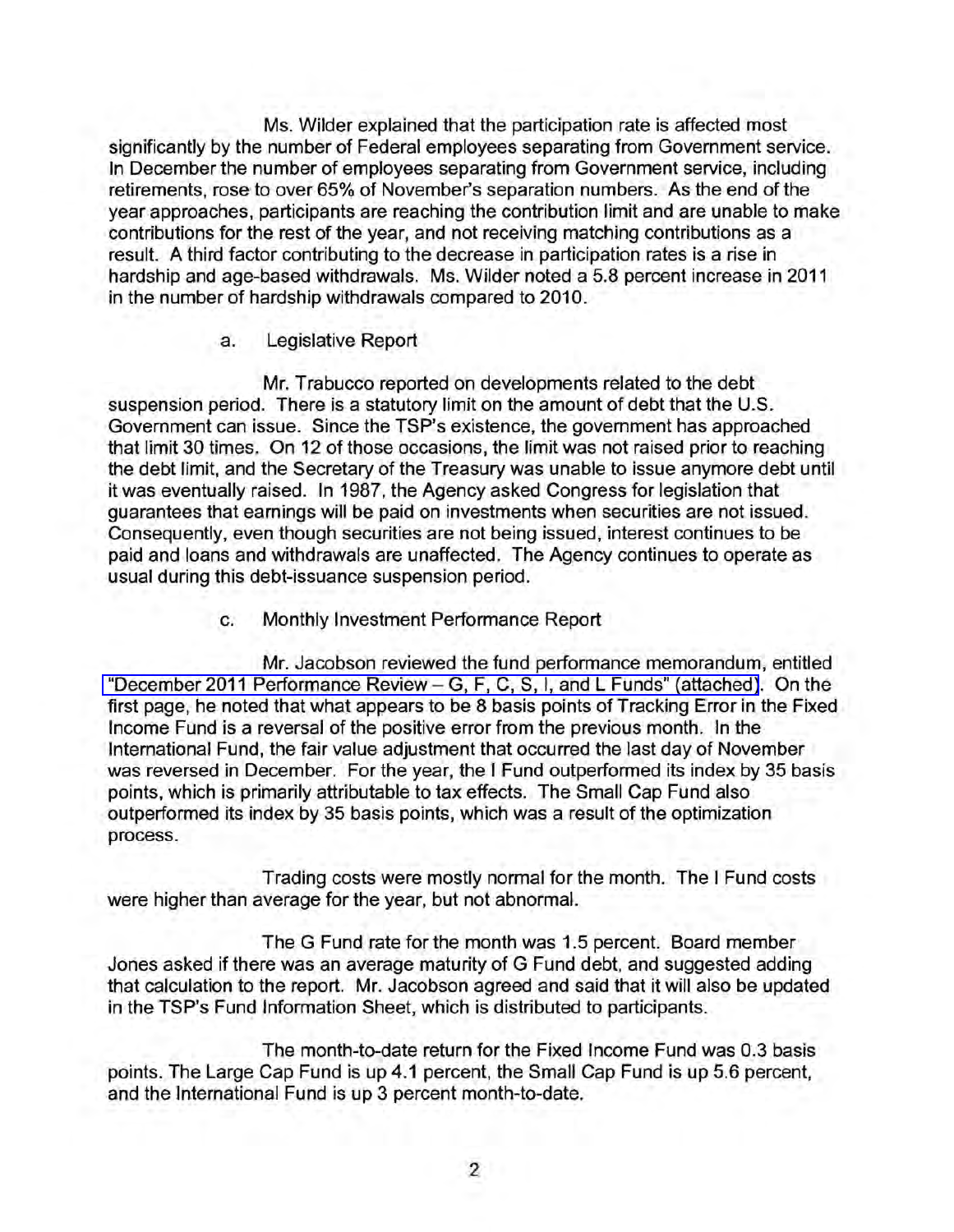Ms. Wilder explained that the participation rate is affected most significantly by the number of Federal employees separating from Government service. In December the number of employees separating from Government service, including retirements, rose to over 65% of November's separation numbers. As the end of the year approaches, participants are reaching the contribution limit and are unable to make contributions for the rest of the year, and not receiving matching contributions as a result. A third factor contributing to the decrease in participation rates is a rise in hardship and age-based withdrawals. Ms. Wilder noted a 5.8 percent increase in 2011 in the number of hardship withdrawals compared to 2010.

a. Legislative Report

Mr. Trabucco reported on developments related to the debt suspension period. There is a statutory limit on the amount of debt that the U.S. Government can issue. Since the TSP's existence, the government has approached that limit 30 times. On 12 of those occasions, the limit was not raised prior to reaching the debt limit, and the Secretary of the Treasury was unable to issue anymore debt until it was eventually raised. In 1987, the Agency asked Congress for legislation that guarantees that earnings will be paid on investments when securities are not issued. Consequently, even though securities are not being issued, interest continues to be paid and loans and withdrawals are unaffected. The Agency continues to operate as usual during this debt-issuance suspension period.

c. Monthly Investment Performance Report

Mr. Jacobson reviewed the fund performance memorandum, entitled "December 2011 Performance Review – G, F, C, S, I, and L Funds" (attached). On the first page, he noted that what appears to be 8 basis points of Tracking Error in the Fixed Income Fund is a reversal of the positive error from the previous month. In the International Fund, the fair value adjustment that occurred the last day of November was reversed in December. For the year, the I Fund outperformed its index by 35 basis points, which is primarily attributable to tax effects. The Small Cap Fund also outperformed its index by 35 basis points, which was a result of the optimization process.

Trading costs were mostly normal for the month. The I Fund costs were higher than average for the year, but not abnormal.

The G Fund rate for the month was 1.5 percent. Board member Jones asked if there was an average maturity of G Fund debt, and suggested adding that calculation to the report. Mr. Jacobson agreed and said that it will also be updated in the TSP's Fund Information Sheet, which is distributed to participants.

The month-to-date return for the Fixed Income Fund was 0.3 basis points. The Large Cap Fund is up 4.1 percent, the Small Cap Fund is up 5.6 percent, and the International Fund is up 3 percent month-to-date.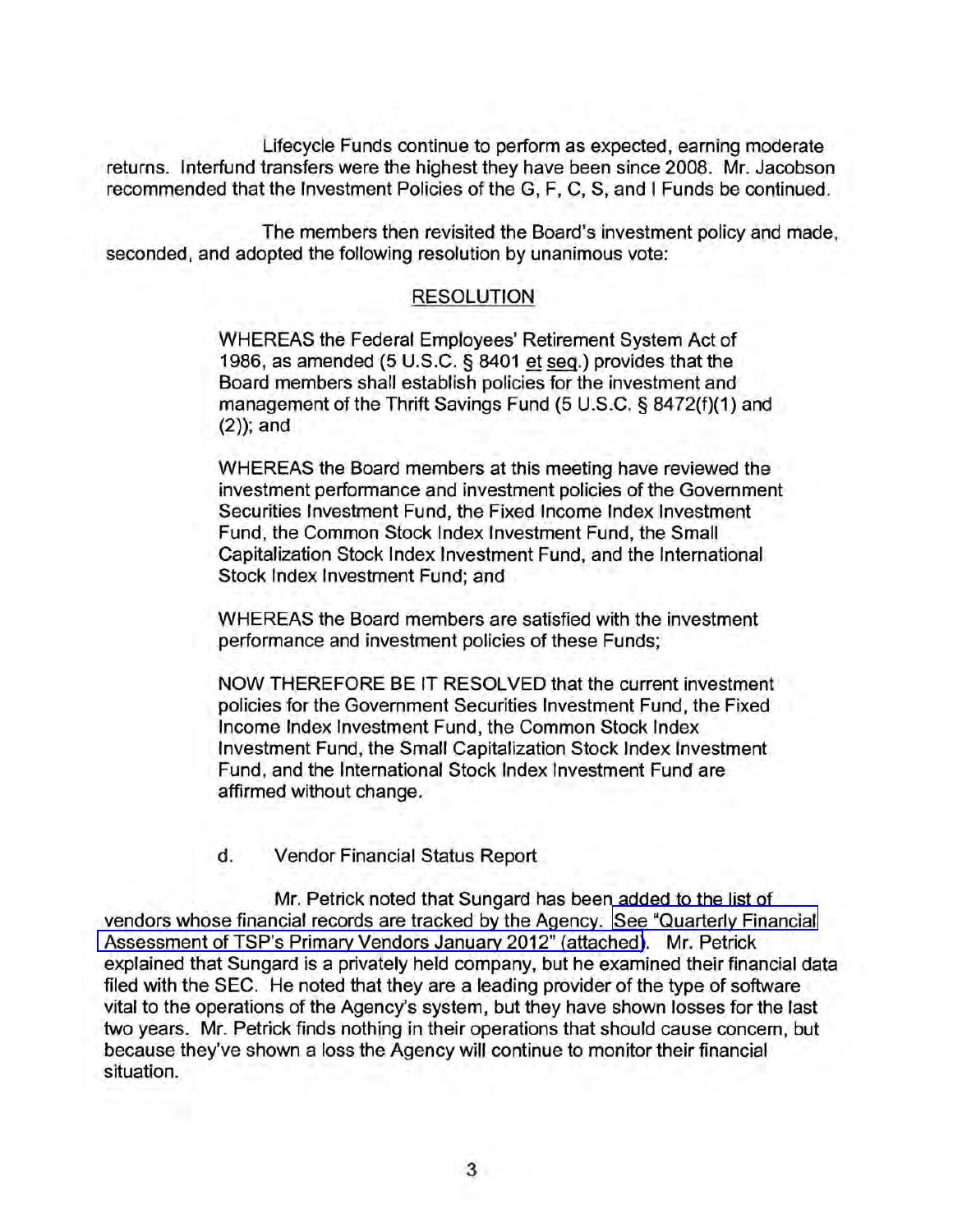Lifecycle Funds continue to perform as expected, earning moderate returns. Interfund transfers were the highest they have been since 2008. Mr. Jacobson recommended that the Investment Policies of the G, F, C, S, and I Funds be continued.

The members then revisited the Board's investment policy and made, seconded, and adopted the following resolution by unanimous vote:

RESOLUTION

> WHEREAS the Federal Employees' Retirement System Act of 1986, as amended (5 U.S.C. § 8401 et seq.) provides that the Board members shall establish policies for the investment and management of the Thrift Savings Fund (5 U.S.C. § 8472(f)(1) and (2)); and
>
> WHEREAS the Board members at this meeting have reviewed the investment performance and investment policies of the Government Securities Investment Fund, the Fixed Income Index Investment Fund, the Common Stock Index Investment Fund, the Small Capitalization Stock Index Investment Fund, and the International Stock Index Investment Fund; and
>
> WHEREAS the Board members are satisfied with the investment performance and investment policies of these Funds;
>
> NOW THEREFORE BE IT RESOLVED that the current investment policies for the Government Securities Investment Fund, the Fixed Income Index Investment Fund, the Common Stock Index Investment Fund, the Small Capitalization Stock Index Investment Fund, and the International Stock Index Investment Fund are affirmed without change.

d. Vendor Financial Status Report

Mr. Petrick noted that Sungard has been added to the list of vendors whose financial records are tracked by the Agency. See "Quarterly Financial Assessment of TSP's Primary Vendors January 2012" (attached). Mr. Petrick explained that Sungard is a privately held company, but he examined their financial data filed with the SEC. He noted that they are a leading provider of the type of software vital to the operations of the Agency's system, but they have shown losses for the last two years. Mr. Petrick finds nothing in their operations that should cause concern, but because they've shown a loss the Agency will continue to monitor their financial situation.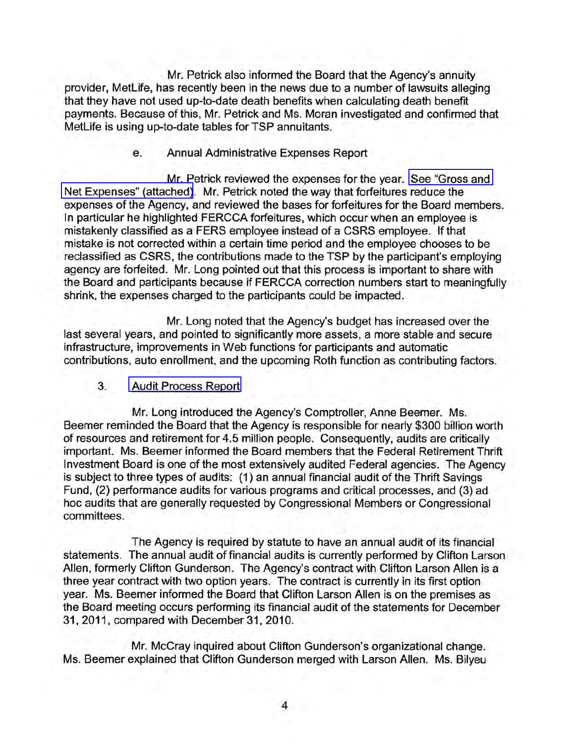Mr. Petrick also informed the Board that the Agency's annuity provider, MetLife, has recently been in the news due to a number of lawsuits alleging that they have not used up-to-date death benefits when calculating death benefit payments. Because of this, Mr. Petrick and Ms. Moran investigated and confirmed that MetLife is using up-to-date tables for TSP annuitants.

e. Annual Administrative Expenses Report

Mr. Petrick reviewed the expenses for the year. See "Gross and Net Expenses" (attached). Mr. Petrick noted the way that forfeitures reduce the expenses of the Agency, and reviewed the bases for forfeitures for the Board members. In particular he highlighted FERCCA forfeitures, which occur when an employee is mistakenly classified as a FERS employee instead of a CSRS employee. If that mistake is not corrected within a certain time period and the employee chooses to be reclassified as CSRS, the contributions made to the TSP by the participant's employing agency are forfeited. Mr. Long pointed out that this process is important to share with the Board and participants because if FERCCA correction numbers start to meaningfully shrink, the expenses charged to the participants could be impacted.

Mr. Long noted that the Agency's budget has increased over the last several years, and pointed to significantly more assets, a more stable and secure infrastructure, improvements in Web functions for participants and automatic contributions, auto enrollment, and the upcoming Roth function as contributing factors.

3. Audit Process Report

Mr. Long introduced the Agency's Comptroller, Anne Beemer. Ms. Beemer reminded the Board that the Agency is responsible for nearly $300 billion worth of resources and retirement for 4.5 million people. Consequently, audits are critically important. Ms. Beemer informed the Board members that the Federal Retirement Thrift Investment Board is one of the most extensively audited Federal agencies. The Agency is subject to three types of audits: (1) an annual financial audit of the Thrift Savings Fund, (2) performance audits for various programs and critical processes, and (3) ad hoc audits that are generally requested by Congressional Members or Congressional committees.

The Agency is required by statute to have an annual audit of its financial statements. The annual audit of financial audits is currently performed by Clifton Larson Allen, formerly Clifton Gunderson. The Agency's contract with Clifton Larson Allen is a three year contract with two option years. The contract is currently in its first option year. Ms. Beemer informed the Board that Clifton Larson Allen is on the premises as the Board meeting occurs performing its financial audit of the statements for December 31, 2011, compared with December 31, 2010.

Mr. McCray inquired about Clifton Gunderson's organizational change. Ms. Beemer explained that Clifton Gunderson merged with Larson Allen. Ms. Bilyeu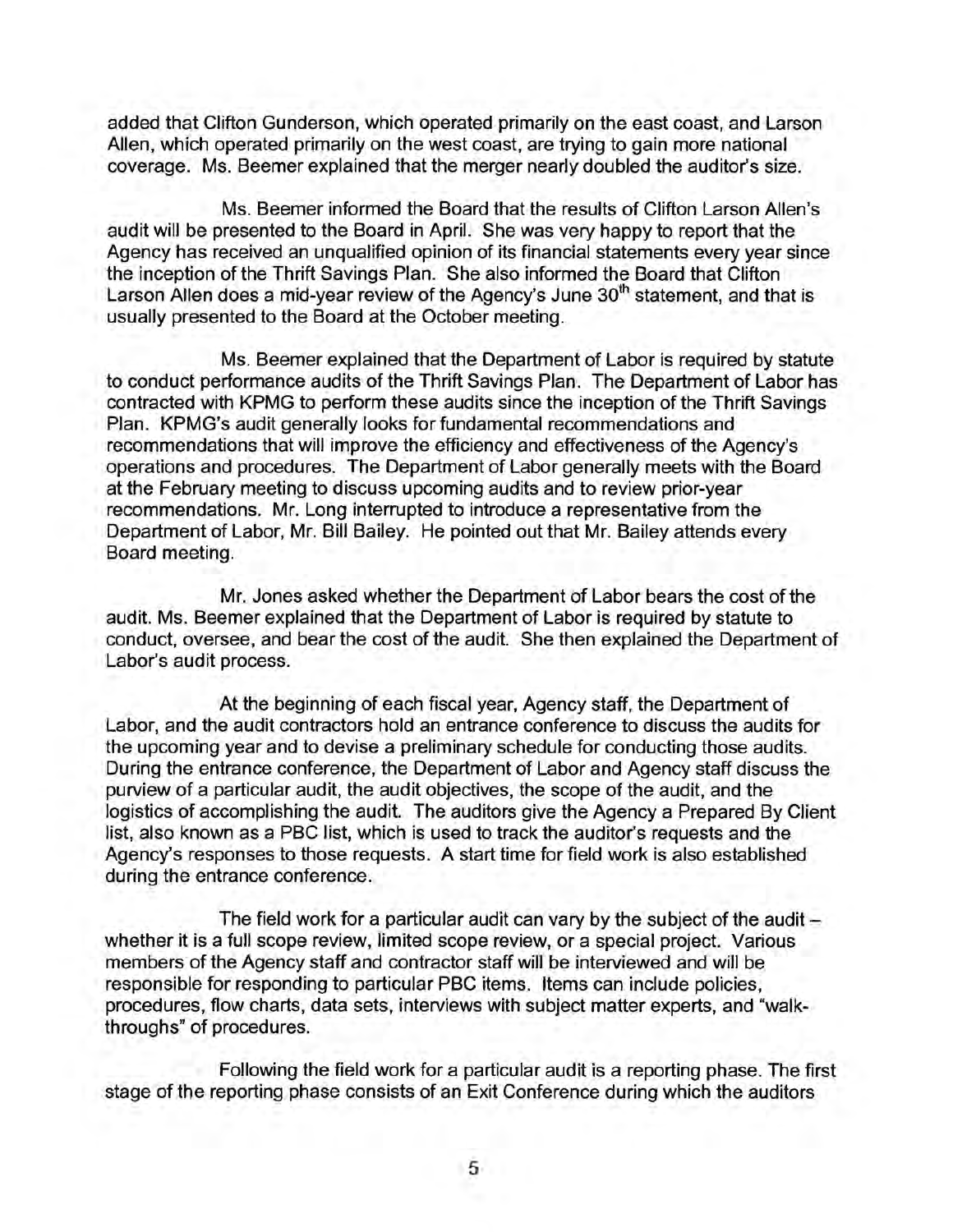added that Clifton Gunderson, which operated primarily on the east coast, and Larson Allen, which operated primarily on the west coast, are trying to gain more national coverage. Ms. Beemer explained that the merger nearly doubled the auditor's size.

Ms. Beemer informed the Board that the results of Clifton Larson Allen's audit will be presented to the Board in April. She was very happy to report that the Agency has received an unqualified opinion of its financial statements every year since the inception of the Thrift Savings Plan. She also informed the Board that Clifton Larson Allen does a mid-year review of the Agency's June 30th statement, and that is usually presented to the Board at the October meeting.

Ms. Beemer explained that the Department of Labor is required by statute to conduct performance audits of the Thrift Savings Plan. The Department of Labor has contracted with KPMG to perform these audits since the inception of the Thrift Savings Plan. KPMG's audit generally looks for fundamental recommendations and recommendations that will improve the efficiency and effectiveness of the Agency's operations and procedures. The Department of Labor generally meets with the Board at the February meeting to discuss upcoming audits and to review prior-year recommendations. Mr. Long interrupted to introduce a representative from the Department of Labor, Mr. Bill Bailey. He pointed out that Mr. Bailey attends every Board meeting.

Mr. Jones asked whether the Department of Labor bears the cost of the audit. Ms. Beemer explained that the Department of Labor is required by statute to conduct, oversee, and bear the cost of the audit. She then explained the Department of Labor's audit process.

At the beginning of each fiscal year, Agency staff, the Department of Labor, and the audit contractors hold an entrance conference to discuss the audits for the upcoming year and to devise a preliminary schedule for conducting those audits. During the entrance conference, the Department of Labor and Agency staff discuss the purview of a particular audit, the audit objectives, the scope of the audit, and the logistics of accomplishing the audit. The auditors give the Agency a Prepared By Client list, also known as a PBC list, which is used to track the auditor's requests and the Agency's responses to those requests. A start time for field work is also established during the entrance conference.

The field work for a particular audit can vary by the subject of the audit – whether it is a full scope review, limited scope review, or a special project. Various members of the Agency staff and contractor staff will be interviewed and will be responsible for responding to particular PBC items. Items can include policies, procedures, flow charts, data sets, interviews with subject matter experts, and "walk-throughs" of procedures.

Following the field work for a particular audit is a reporting phase. The first stage of the reporting phase consists of an Exit Conference during which the auditors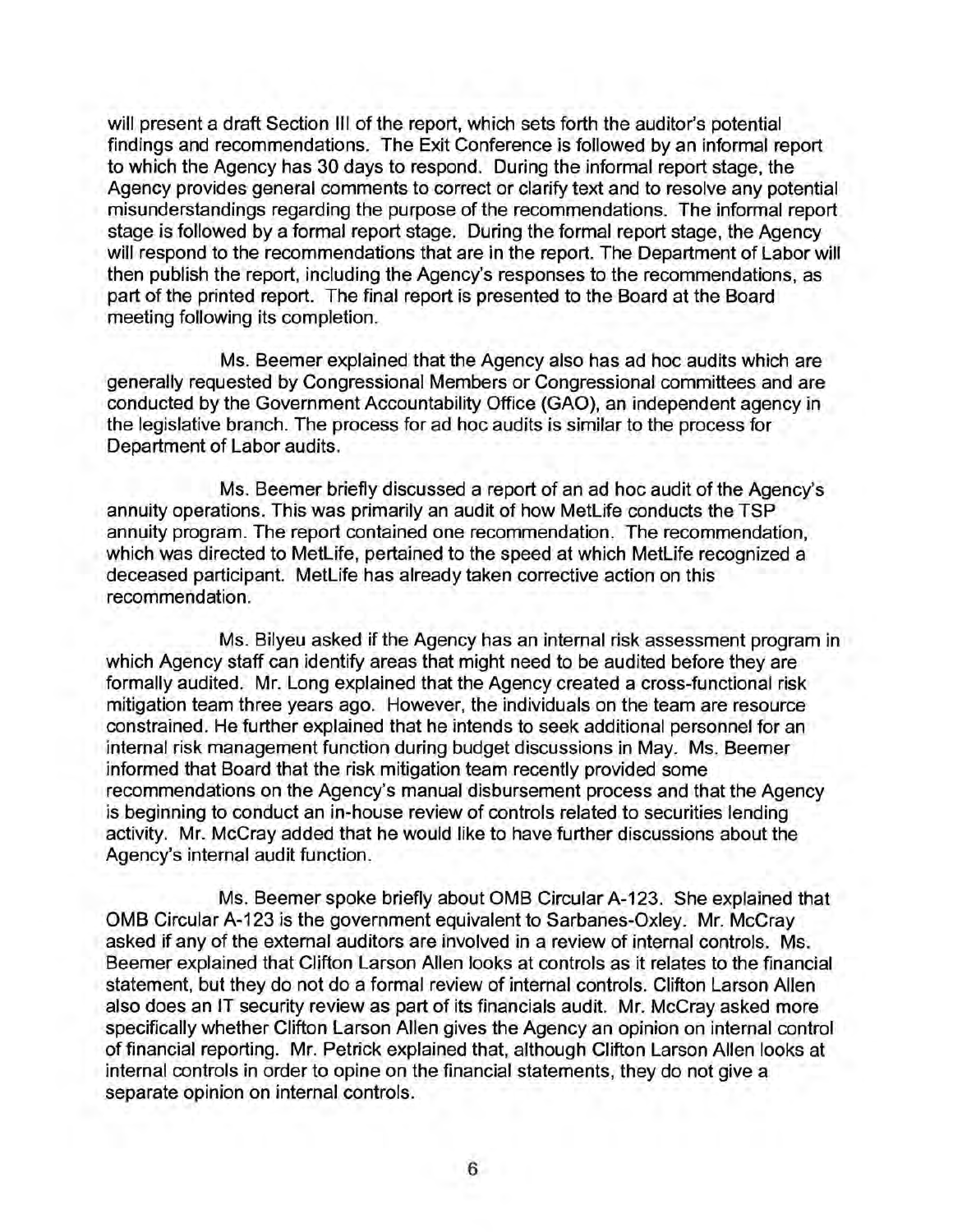will present a draft Section III of the report, which sets forth the auditor's potential findings and recommendations. The Exit Conference is followed by an informal report to which the Agency has 30 days to respond. During the informal report stage, the Agency provides general comments to correct or clarify text and to resolve any potential misunderstandings regarding the purpose of the recommendations. The informal report stage is followed by a formal report stage. During the formal report stage, the Agency will respond to the recommendations that are in the report. The Department of Labor will then publish the report, including the Agency's responses to the recommendations, as part of the printed report. The final report is presented to the Board at the Board meeting following its completion.

Ms. Beemer explained that the Agency also has ad hoc audits which are generally requested by Congressional Members or Congressional committees and are conducted by the Government Accountability Office (GAO), an independent agency in the legislative branch. The process for ad hoc audits is similar to the process for Department of Labor audits.

Ms. Beemer briefly discussed a report of an ad hoc audit of the Agency's annuity operations. This was primarily an audit of how MetLife conducts the TSP annuity program. The report contained one recommendation. The recommendation, which was directed to MetLife, pertained to the speed at which MetLife recognized a deceased participant. MetLife has already taken corrective action on this recommendation.

Ms. Bilyeu asked if the Agency has an internal risk assessment program in which Agency staff can identify areas that might need to be audited before they are formally audited. Mr. Long explained that the Agency created a cross-functional risk mitigation team three years ago. However, the individuals on the team are resource constrained. He further explained that he intends to seek additional personnel for an internal risk management function during budget discussions in May. Ms. Beemer informed that Board that the risk mitigation team recently provided some recommendations on the Agency's manual disbursement process and that the Agency is beginning to conduct an in-house review of controls related to securities lending activity. Mr. McCray added that he would like to have further discussions about the Agency's internal audit function.

Ms. Beemer spoke briefly about OMB Circular A-123. She explained that OMB Circular A-123 is the government equivalent to Sarbanes-Oxley. Mr. McCray asked if any of the external auditors are involved in a review of internal controls. Ms. Beemer explained that Clifton Larson Allen looks at controls as it relates to the financial statement, but they do not do a formal review of internal controls. Clifton Larson Allen also does an IT security review as part of its financials audit. Mr. McCray asked more specifically whether Clifton Larson Allen gives the Agency an opinion on internal control of financial reporting. Mr. Petrick explained that, although Clifton Larson Allen looks at internal controls in order to opine on the financial statements, they do not give a separate opinion on internal controls.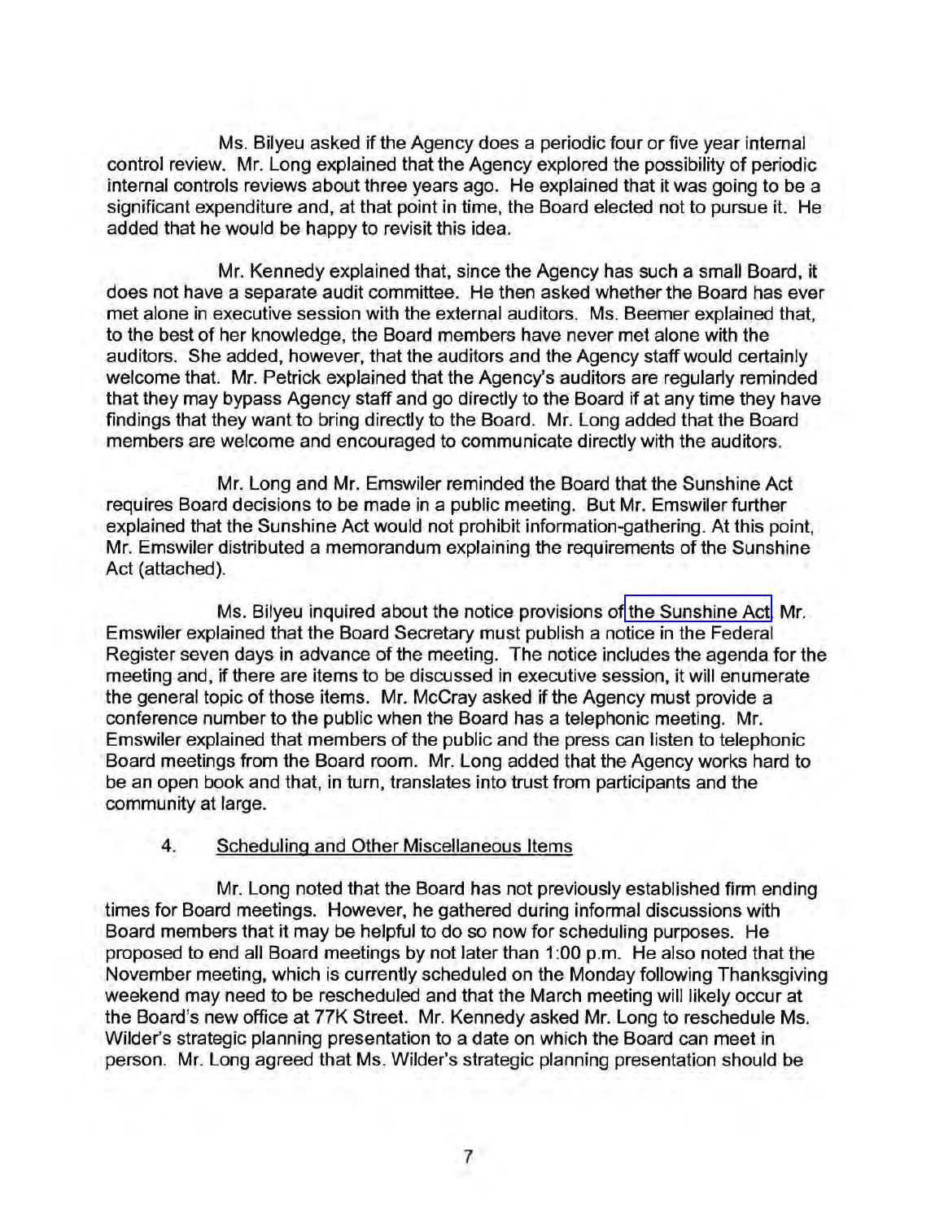Ms. Bilyeu asked if the Agency does a periodic four or five year internal control review. Mr. Long explained that the Agency explored the possibility of periodic internal controls reviews about three years ago. He explained that it was going to be a significant expenditure and, at that point in time, the Board elected not to pursue it. He added that he would be happy to revisit this idea.

Mr. Kennedy explained that, since the Agency has such a small Board, it does not have a separate audit committee. He then asked whether the Board has ever met alone in executive session with the external auditors. Ms. Beemer explained that, to the best of her knowledge, the Board members have never met alone with the auditors. She added, however, that the auditors and the Agency staff would certainly welcome that. Mr. Petrick explained that the Agency's auditors are regularly reminded that they may bypass Agency staff and go directly to the Board if at any time they have findings that they want to bring directly to the Board. Mr. Long added that the Board members are welcome and encouraged to communicate directly with the auditors.

Mr. Long and Mr. Emswiler reminded the Board that the Sunshine Act requires Board decisions to be made in a public meeting. But Mr. Emswiler further explained that the Sunshine Act would not prohibit information-gathering. At this point, Mr. Emswiler distributed a memorandum explaining the requirements of the Sunshine Act (attached).

Ms. Bilyeu inquired about the notice provisions of the Sunshine Act. Mr. Emswiler explained that the Board Secretary must publish a notice in the Federal Register seven days in advance of the meeting. The notice includes the agenda for the meeting and, if there are items to be discussed in executive session, it will enumerate the general topic of those items. Mr. McCray asked if the Agency must provide a conference number to the public when the Board has a telephonic meeting. Mr. Emswiler explained that members of the public and the press can listen to telephonic Board meetings from the Board room. Mr. Long added that the Agency works hard to be an open book and that, in turn, translates into trust from participants and the community at large.

4. Scheduling and Other Miscellaneous Items

Mr. Long noted that the Board has not previously established firm ending times for Board meetings. However, he gathered during informal discussions with Board members that it may be helpful to do so now for scheduling purposes. He proposed to end all Board meetings by not later than 1:00 p.m. He also noted that the November meeting, which is currently scheduled on the Monday following Thanksgiving weekend may need to be rescheduled and that the March meeting will likely occur at the Board's new office at 77K Street. Mr. Kennedy asked Mr. Long to reschedule Ms. Wilder's strategic planning presentation to a date on which the Board can meet in person. Mr. Long agreed that Ms. Wilder's strategic planning presentation should be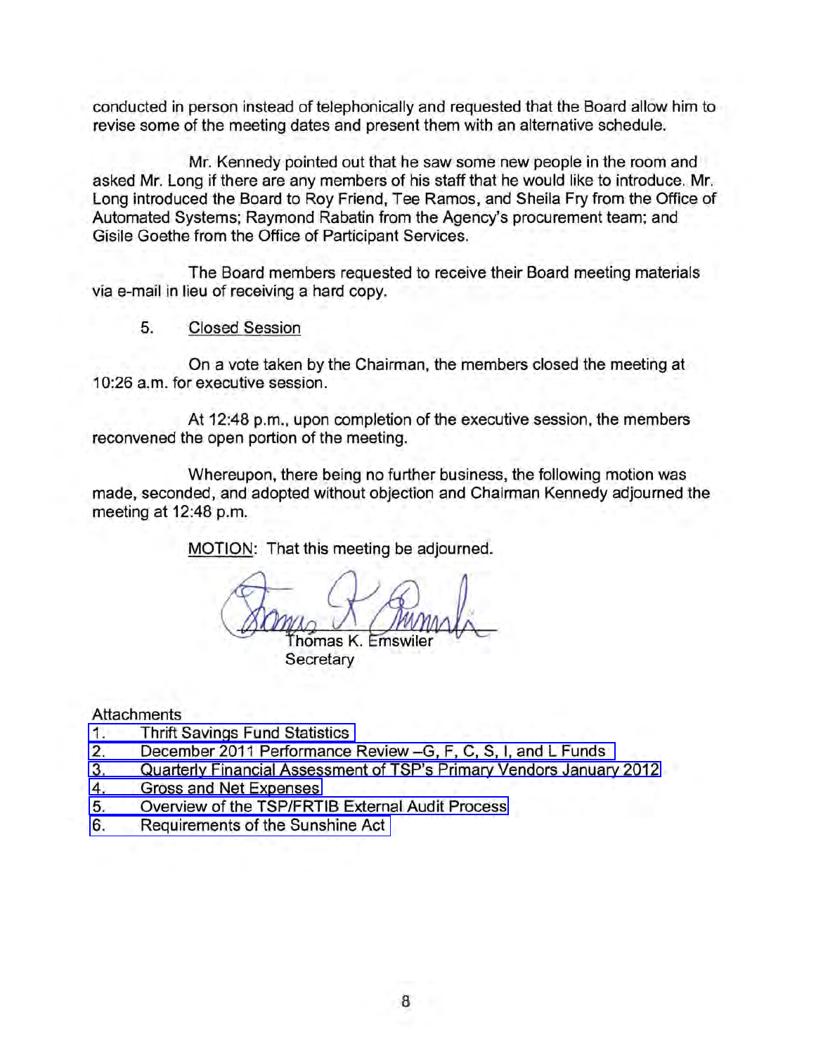conducted in person instead of telephonically and requested that the Board allow him to revise some of the meeting dates and present them with an alternative schedule.

Mr. Kennedy pointed out that he saw some new people in the room and asked Mr. Long if there are any members of his staff that he would like to introduce. Mr. Long introduced the Board to Roy Friend, Tee Ramos, and Sheila Fry from the Office of Automated Systems; Raymond Rabatin from the Agency's procurement team; and Gisile Goethe from the Office of Participant Services.

The Board members requested to receive their Board meeting materials via e-mail in lieu of receiving a hard copy.

5. Closed Session

On a vote taken by the Chairman, the members closed the meeting at 10:26 a.m. for executive session.

At 12:48 p.m., upon completion of the executive session, the members reconvened the open portion of the meeting.

Whereupon, there being no further business, the following motion was made, seconded, and adopted without objection and Chairman Kennedy adjourned the meeting at 12:48 p.m.

MOTION: That this meeting be adjourned.

Thomas K. Emswiler
Secretary

Attachments

1. Thrift Savings Fund Statistics
2. December 2011 Performance Review –G, F, C, S, I, and L Funds
3. Quarterly Financial Assessment of TSP's Primary Vendors January 2012
4. Gross and Net Expenses
5. Overview of the TSP/FRTIB External Audit Process
6. Requirements of the Sunshine Act